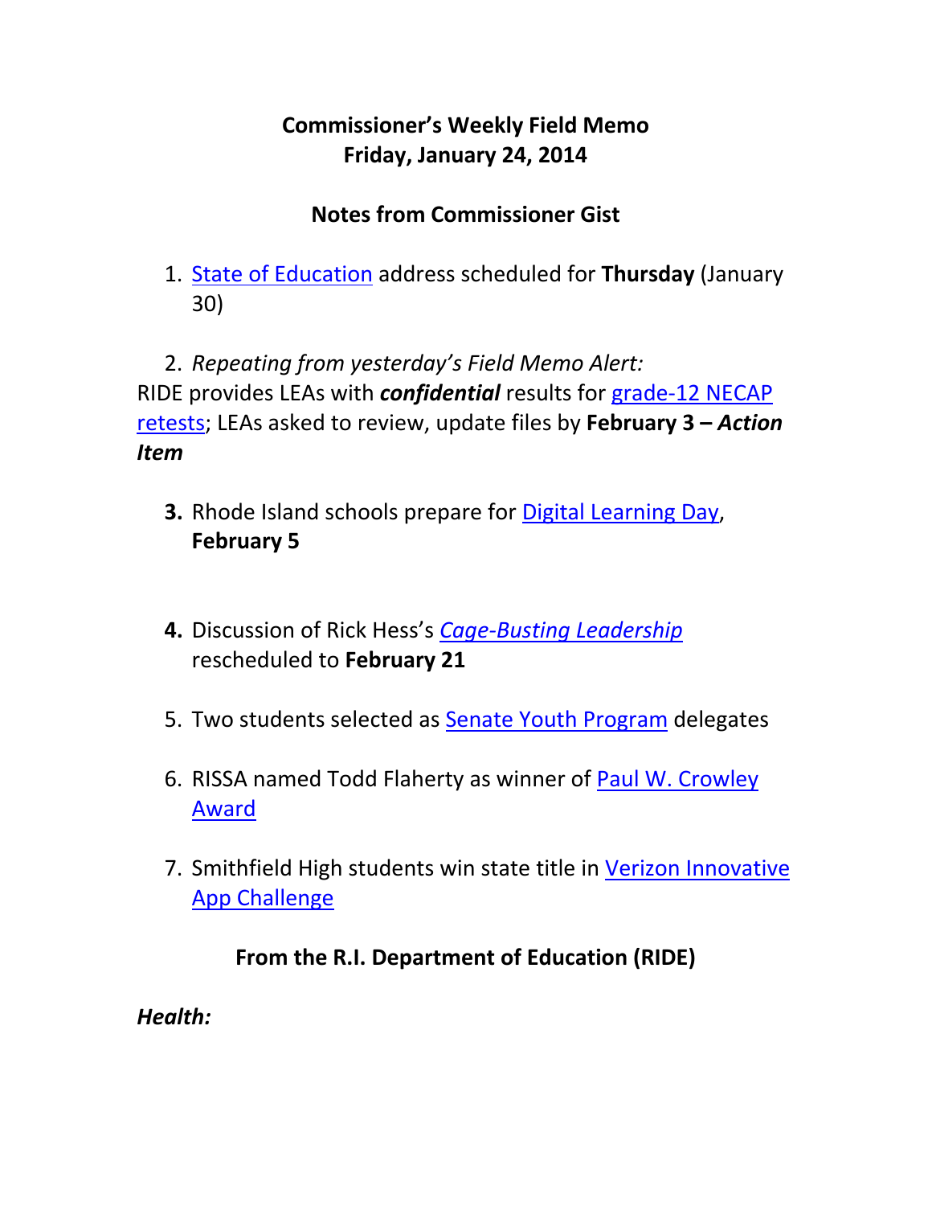# Commissioner's Weekly Field Memo
## Friday, January 24, 2014

## Notes from Commissioner Gist

1. State of Education address scheduled for **Thursday** (January 30)

2. *Repeating from yesterday's Field Memo Alert:*
RIDE provides LEAs with ***confidential*** results for grade-12 NECAP retests; LEAs asked to review, update files by **February 3 –** ***Action Item***

3. Rhode Island schools prepare for Digital Learning Day, **February 5**

4. Discussion of Rick Hess's *Cage-Busting Leadership* rescheduled to **February 21**

5. Two students selected as Senate Youth Program delegates

6. RISSA named Todd Flaherty as winner of Paul W. Crowley Award

7. Smithfield High students win state title in Verizon Innovative App Challenge

## From the R.I. Department of Education (RIDE)

***Health:***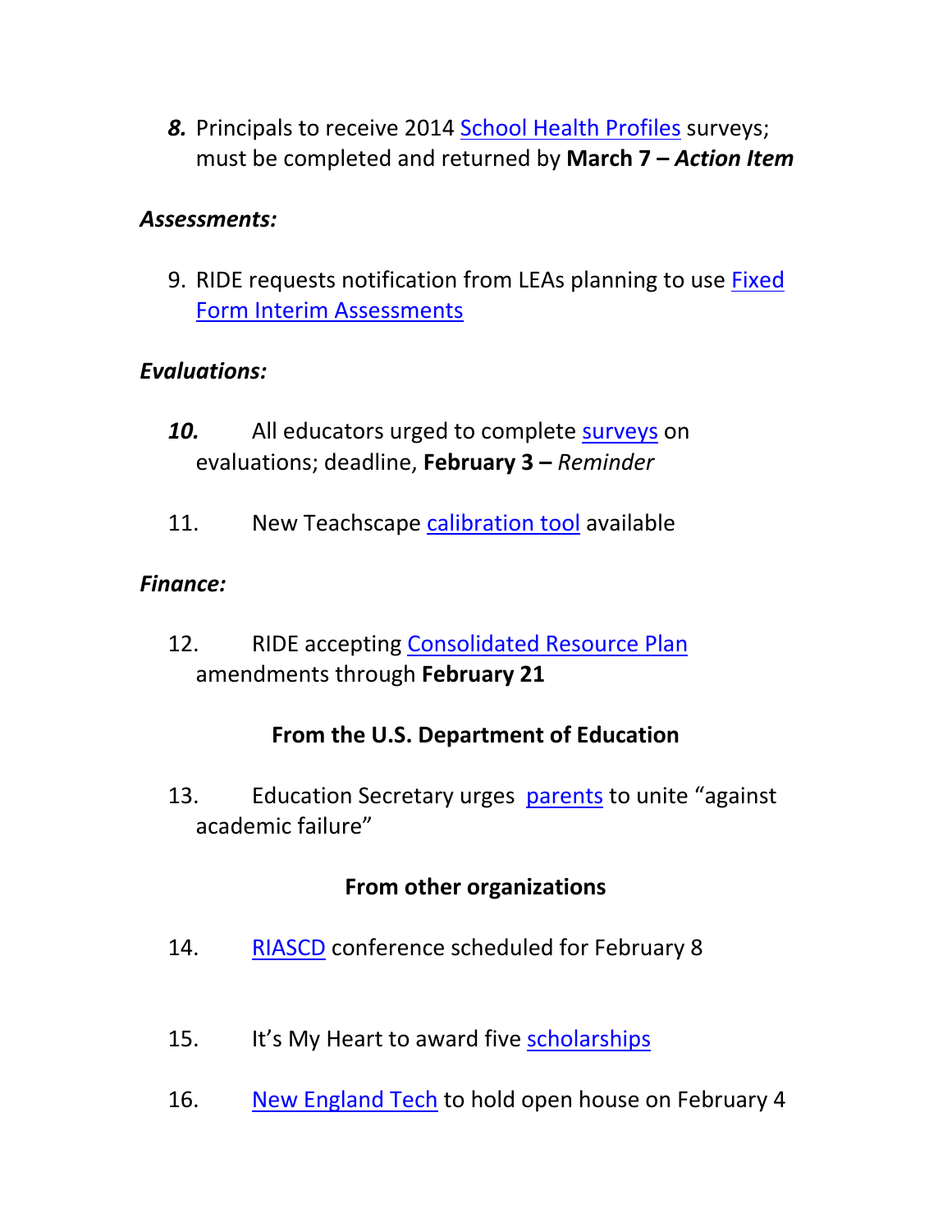*8.* Principals to receive 2014 School Health Profiles surveys; must be completed and returned by **March 7 –** ***Action Item***

***Assessments:***

9. RIDE requests notification from LEAs planning to use Fixed Form Interim Assessments

***Evaluations:***

***10.*** All educators urged to complete surveys on evaluations; deadline, **February 3 –** *Reminder*

11. New Teachscape calibration tool available

***Finance:***

12. RIDE accepting Consolidated Resource Plan amendments through **February 21**

**From the U.S. Department of Education**

13. Education Secretary urges parents to unite "against academic failure"

**From other organizations**

14. RIASCD conference scheduled for February 8

15. It's My Heart to award five scholarships

16. New England Tech to hold open house on February 4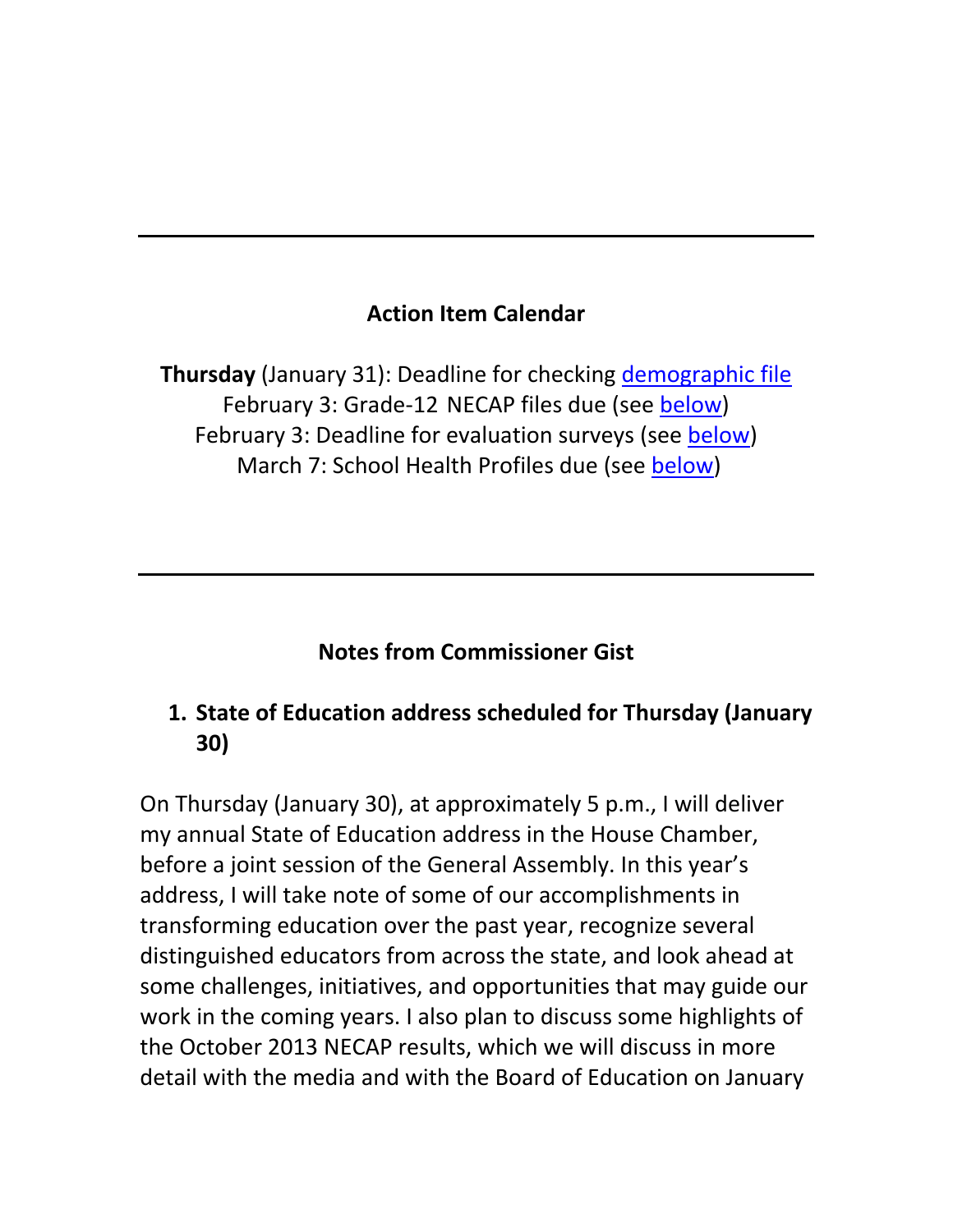---

## Action Item Calendar

**Thursday** (January 31): Deadline for checking [demographic file]()
February 3: Grade-12 NECAP files due (see [below]())
February 3: Deadline for evaluation surveys (see [below]())
March 7: School Health Profiles due (see [below]())

---

## Notes from Commissioner Gist

### 1. State of Education address scheduled for Thursday (January 30)

On Thursday (January 30), at approximately 5 p.m., I will deliver my annual State of Education address in the House Chamber, before a joint session of the General Assembly. In this year's address, I will take note of some of our accomplishments in transforming education over the past year, recognize several distinguished educators from across the state, and look ahead at some challenges, initiatives, and opportunities that may guide our work in the coming years. I also plan to discuss some highlights of the October 2013 NECAP results, which we will discuss in more detail with the media and with the Board of Education on January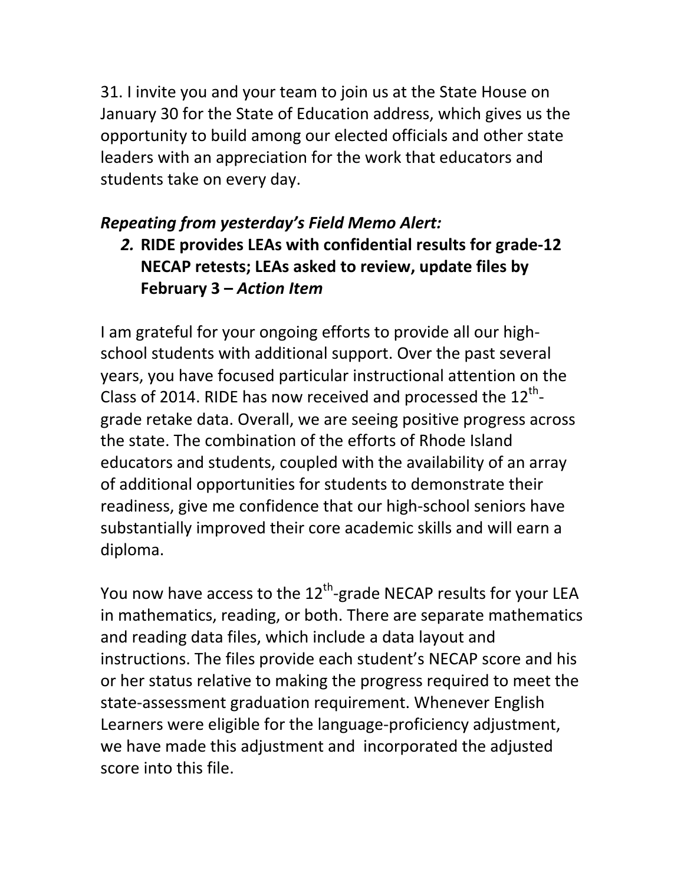31. I invite you and your team to join us at the State House on January 30 for the State of Education address, which gives us the opportunity to build among our elected officials and other state leaders with an appreciation for the work that educators and students take on every day.

***Repeating from yesterday's Field Memo Alert:***

2. **RIDE provides LEAs with confidential results for grade-12 NECAP retests; LEAs asked to review, update files by February 3 –** ***Action Item***

I am grateful for your ongoing efforts to provide all our high-school students with additional support. Over the past several years, you have focused particular instructional attention on the Class of 2014. RIDE has now received and processed the 12th-grade retake data. Overall, we are seeing positive progress across the state. The combination of the efforts of Rhode Island educators and students, coupled with the availability of an array of additional opportunities for students to demonstrate their readiness, give me confidence that our high-school seniors have substantially improved their core academic skills and will earn a diploma.

You now have access to the 12th-grade NECAP results for your LEA in mathematics, reading, or both. There are separate mathematics and reading data files, which include a data layout and instructions. The files provide each student's NECAP score and his or her status relative to making the progress required to meet the state-assessment graduation requirement. Whenever English Learners were eligible for the language-proficiency adjustment, we have made this adjustment and incorporated the adjusted score into this file.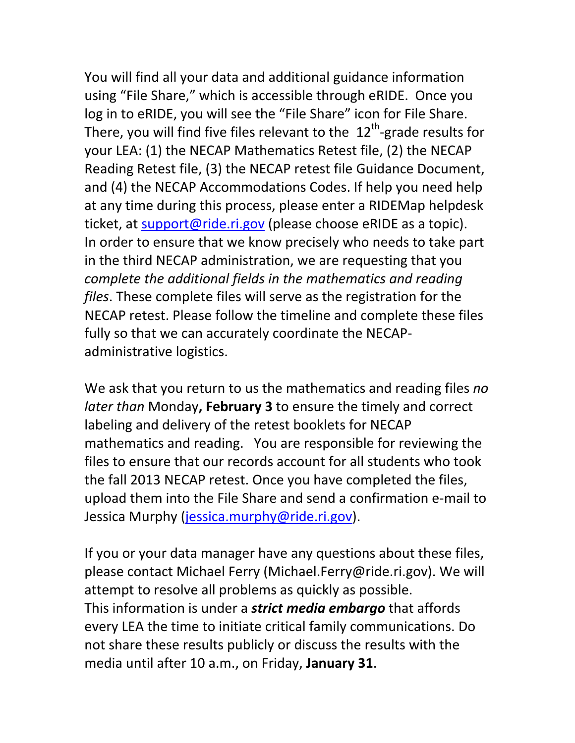You will find all your data and additional guidance information using "File Share," which is accessible through eRIDE. Once you log in to eRIDE, you will see the "File Share" icon for File Share. There, you will find five files relevant to the 12$^{th}$-grade results for your LEA: (1) the NECAP Mathematics Retest file, (2) the NECAP Reading Retest file, (3) the NECAP retest file Guidance Document, and (4) the NECAP Accommodations Codes. If help you need help at any time during this process, please enter a RIDEMap helpdesk ticket, at support@ride.ri.gov (please choose eRIDE as a topic). In order to ensure that we know precisely who needs to take part in the third NECAP administration, we are requesting that you *complete the additional fields in the mathematics and reading files*. These complete files will serve as the registration for the NECAP retest. Please follow the timeline and complete these files fully so that we can accurately coordinate the NECAP-administrative logistics.

We ask that you return to us the mathematics and reading files *no later than* Monday**, February 3** to ensure the timely and correct labeling and delivery of the retest booklets for NECAP mathematics and reading. You are responsible for reviewing the files to ensure that our records account for all students who took the fall 2013 NECAP retest. Once you have completed the files, upload them into the File Share and send a confirmation e-mail to Jessica Murphy (jessica.murphy@ride.ri.gov).

If you or your data manager have any questions about these files, please contact Michael Ferry (Michael.Ferry@ride.ri.gov). We will attempt to resolve all problems as quickly as possible.
This information is under a ***strict media embargo*** that affords every LEA the time to initiate critical family communications. Do not share these results publicly or discuss the results with the media until after 10 a.m., on Friday, **January 31**.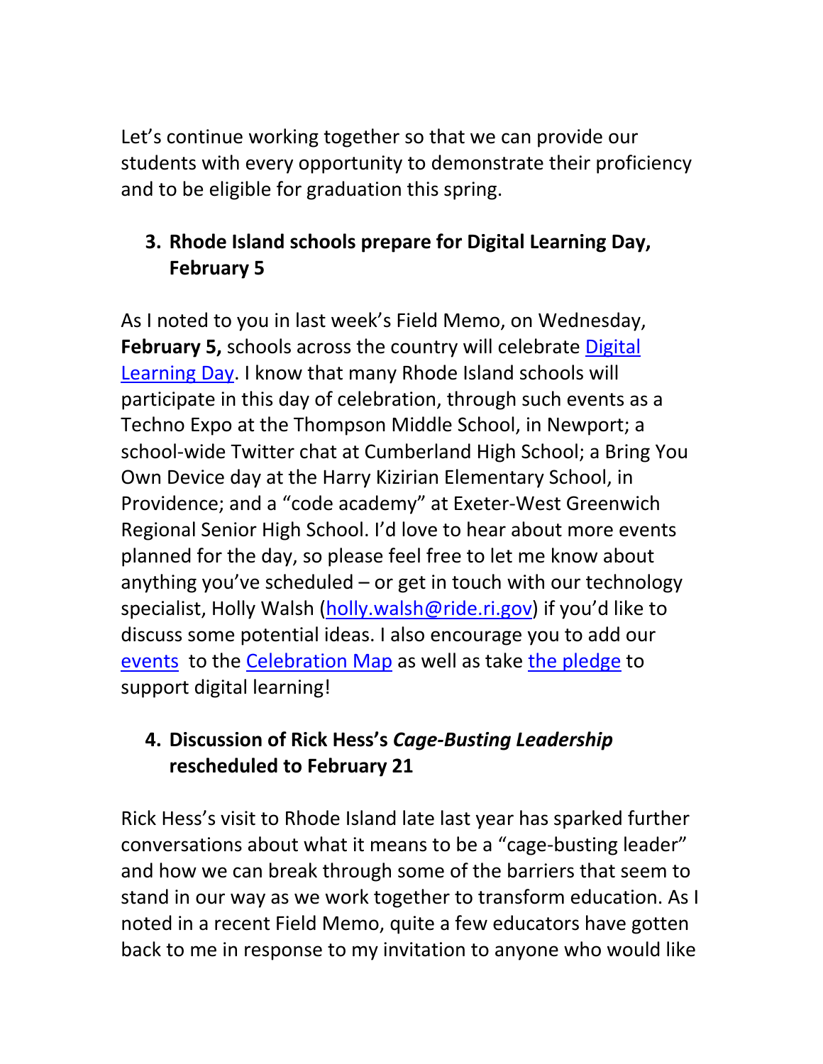Let's continue working together so that we can provide our students with every opportunity to demonstrate their proficiency and to be eligible for graduation this spring.

3. **Rhode Island schools prepare for Digital Learning Day, February 5**

As I noted to you in last week's Field Memo, on Wednesday, **February 5,** schools across the country will celebrate Digital Learning Day. I know that many Rhode Island schools will participate in this day of celebration, through such events as a Techno Expo at the Thompson Middle School, in Newport; a school-wide Twitter chat at Cumberland High School; a Bring You Own Device day at the Harry Kizirian Elementary School, in Providence; and a "code academy" at Exeter-West Greenwich Regional Senior High School. I'd love to hear about more events planned for the day, so please feel free to let me know about anything you've scheduled – or get in touch with our technology specialist, Holly Walsh (holly.walsh@ride.ri.gov) if you'd like to discuss some potential ideas. I also encourage you to add our events to the Celebration Map as well as take the pledge to support digital learning!

4. **Discussion of Rick Hess's *Cage-Busting Leadership* rescheduled to February 21**

Rick Hess's visit to Rhode Island late last year has sparked further conversations about what it means to be a "cage-busting leader" and how we can break through some of the barriers that seem to stand in our way as we work together to transform education. As I noted in a recent Field Memo, quite a few educators have gotten back to me in response to my invitation to anyone who would like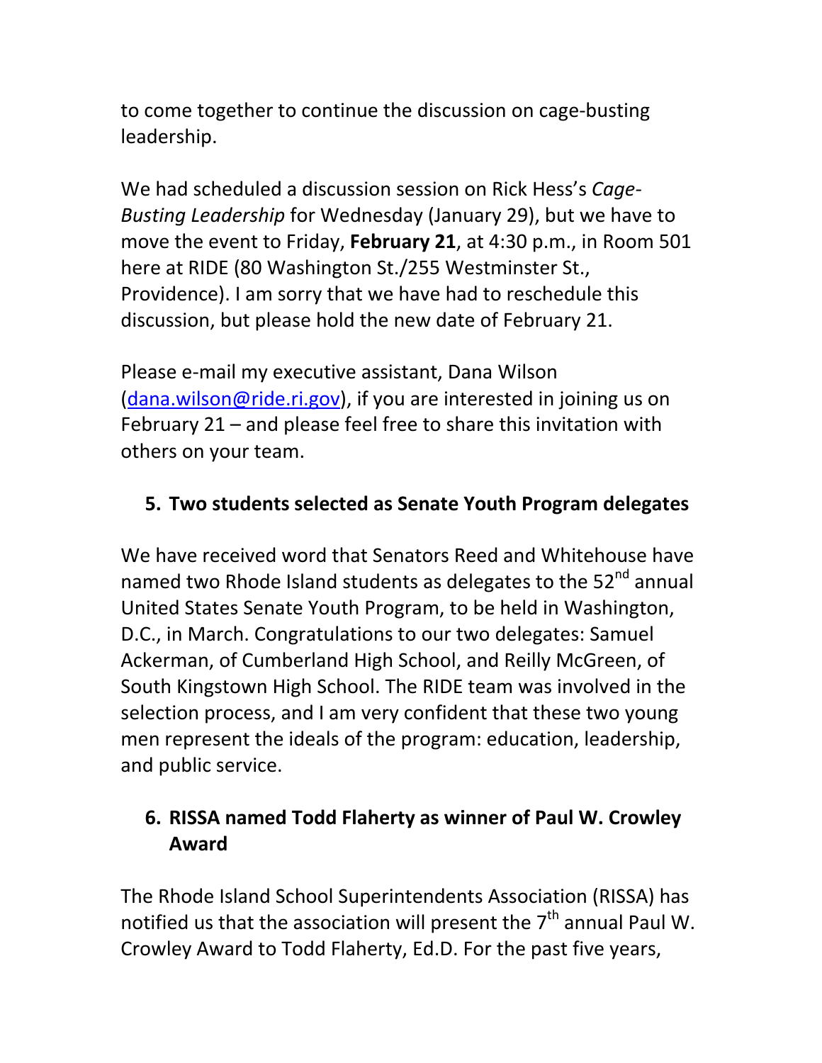to come together to continue the discussion on cage-busting leadership.

We had scheduled a discussion session on Rick Hess's *Cage-Busting Leadership* for Wednesday (January 29), but we have to move the event to Friday, **February 21**, at 4:30 p.m., in Room 501 here at RIDE (80 Washington St./255 Westminster St., Providence). I am sorry that we have had to reschedule this discussion, but please hold the new date of February 21.

Please e-mail my executive assistant, Dana Wilson ([dana.wilson@ride.ri.gov](mailto:dana.wilson@ride.ri.gov)), if you are interested in joining us on February 21 – and please feel free to share this invitation with others on your team.

## 5. Two students selected as Senate Youth Program delegates

We have received word that Senators Reed and Whitehouse have named two Rhode Island students as delegates to the 52nd annual United States Senate Youth Program, to be held in Washington, D.C., in March. Congratulations to our two delegates: Samuel Ackerman, of Cumberland High School, and Reilly McGreen, of South Kingstown High School. The RIDE team was involved in the selection process, and I am very confident that these two young men represent the ideals of the program: education, leadership, and public service.

## 6. RISSA named Todd Flaherty as winner of Paul W. Crowley Award

The Rhode Island School Superintendents Association (RISSA) has notified us that the association will present the 7th annual Paul W. Crowley Award to Todd Flaherty, Ed.D. For the past five years,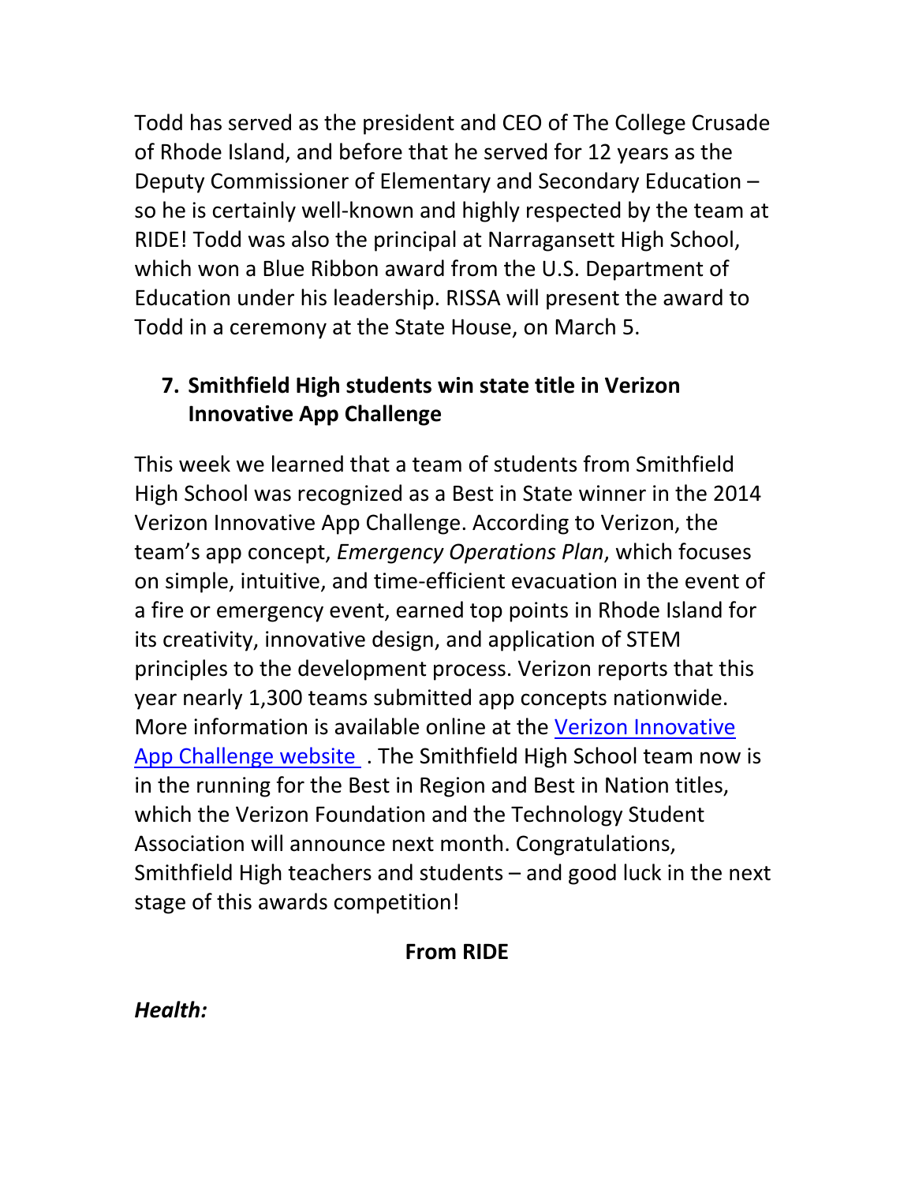Todd has served as the president and CEO of The College Crusade of Rhode Island, and before that he served for 12 years as the Deputy Commissioner of Elementary and Secondary Education – so he is certainly well-known and highly respected by the team at RIDE! Todd was also the principal at Narragansett High School, which won a Blue Ribbon award from the U.S. Department of Education under his leadership. RISSA will present the award to Todd in a ceremony at the State House, on March 5.

7. **Smithfield High students win state title in Verizon Innovative App Challenge**

This week we learned that a team of students from Smithfield High School was recognized as a Best in State winner in the 2014 Verizon Innovative App Challenge. According to Verizon, the team's app concept, *Emergency Operations Plan*, which focuses on simple, intuitive, and time-efficient evacuation in the event of a fire or emergency event, earned top points in Rhode Island for its creativity, innovative design, and application of STEM principles to the development process. Verizon reports that this year nearly 1,300 teams submitted app concepts nationwide. More information is available online at the Verizon Innovative App Challenge website . The Smithfield High School team now is in the running for the Best in Region and Best in Nation titles, which the Verizon Foundation and the Technology Student Association will announce next month. Congratulations, Smithfield High teachers and students – and good luck in the next stage of this awards competition!

**From RIDE**

***Health:***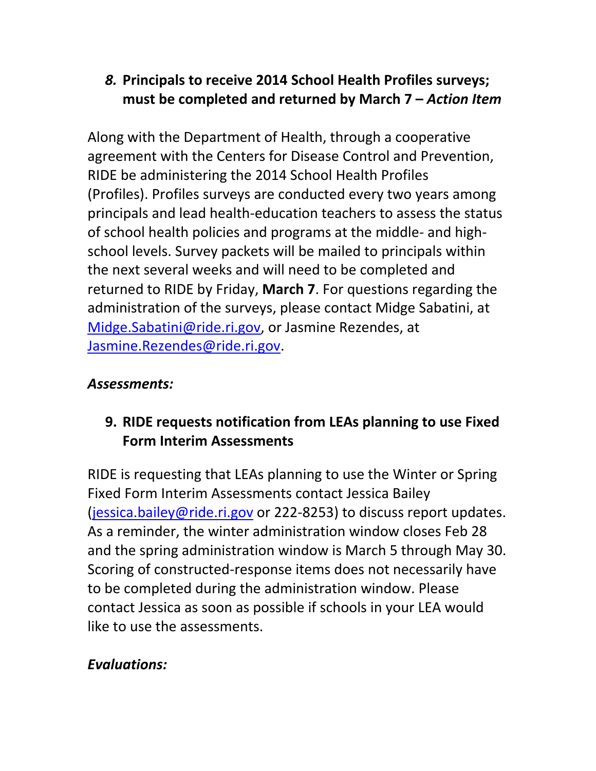### *8.* Principals to receive 2014 School Health Profiles surveys; must be completed and returned by March 7 – *Action Item*

Along with the Department of Health, through a cooperative agreement with the Centers for Disease Control and Prevention, RIDE be administering the 2014 School Health Profiles (Profiles). Profiles surveys are conducted every two years among principals and lead health-education teachers to assess the status of school health policies and programs at the middle- and high-school levels. Survey packets will be mailed to principals within the next several weeks and will need to be completed and returned to RIDE by Friday, **March 7**. For questions regarding the administration of the surveys, please contact Midge Sabatini, at Midge.Sabatini@ride.ri.gov, or Jasmine Rezendes, at Jasmine.Rezendes@ride.ri.gov.

***Assessments:***

### 9. RIDE requests notification from LEAs planning to use Fixed Form Interim Assessments

RIDE is requesting that LEAs planning to use the Winter or Spring Fixed Form Interim Assessments contact Jessica Bailey (jessica.bailey@ride.ri.gov or 222-8253) to discuss report updates. As a reminder, the winter administration window closes Feb 28 and the spring administration window is March 5 through May 30. Scoring of constructed-response items does not necessarily have to be completed during the administration window. Please contact Jessica as soon as possible if schools in your LEA would like to use the assessments.

***Evaluations:***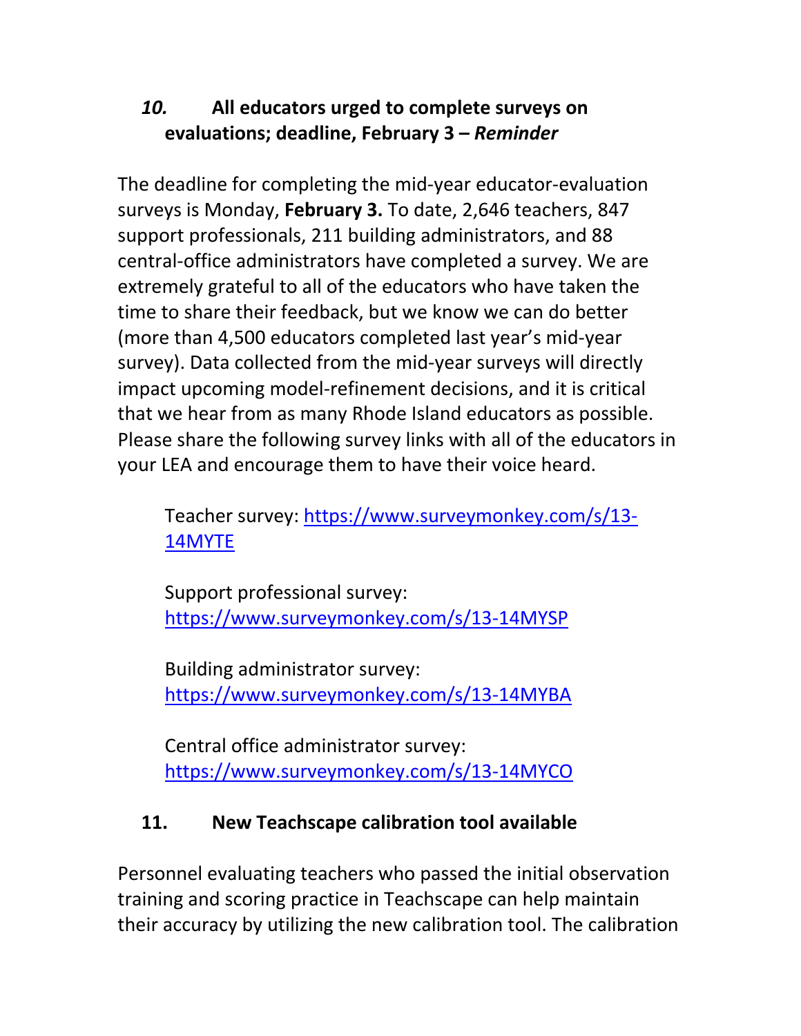### *10.* All educators urged to complete surveys on evaluations; deadline, February 3 – *Reminder*

The deadline for completing the mid-year educator-evaluation surveys is Monday, **February 3.** To date, 2,646 teachers, 847 support professionals, 211 building administrators, and 88 central-office administrators have completed a survey. We are extremely grateful to all of the educators who have taken the time to share their feedback, but we know we can do better (more than 4,500 educators completed last year's mid-year survey). Data collected from the mid-year surveys will directly impact upcoming model-refinement decisions, and it is critical that we hear from as many Rhode Island educators as possible. Please share the following survey links with all of the educators in your LEA and encourage them to have their voice heard.

Teacher survey: [https://www.surveymonkey.com/s/13-14MYTE](https://www.surveymonkey.com/s/13-14MYTE)

Support professional survey: [https://www.surveymonkey.com/s/13-14MYSP](https://www.surveymonkey.com/s/13-14MYSP)

Building administrator survey: [https://www.surveymonkey.com/s/13-14MYBA](https://www.surveymonkey.com/s/13-14MYBA)

Central office administrator survey: [https://www.surveymonkey.com/s/13-14MYCO](https://www.surveymonkey.com/s/13-14MYCO)

### 11. New Teachscape calibration tool available

Personnel evaluating teachers who passed the initial observation training and scoring practice in Teachscape can help maintain their accuracy by utilizing the new calibration tool. The calibration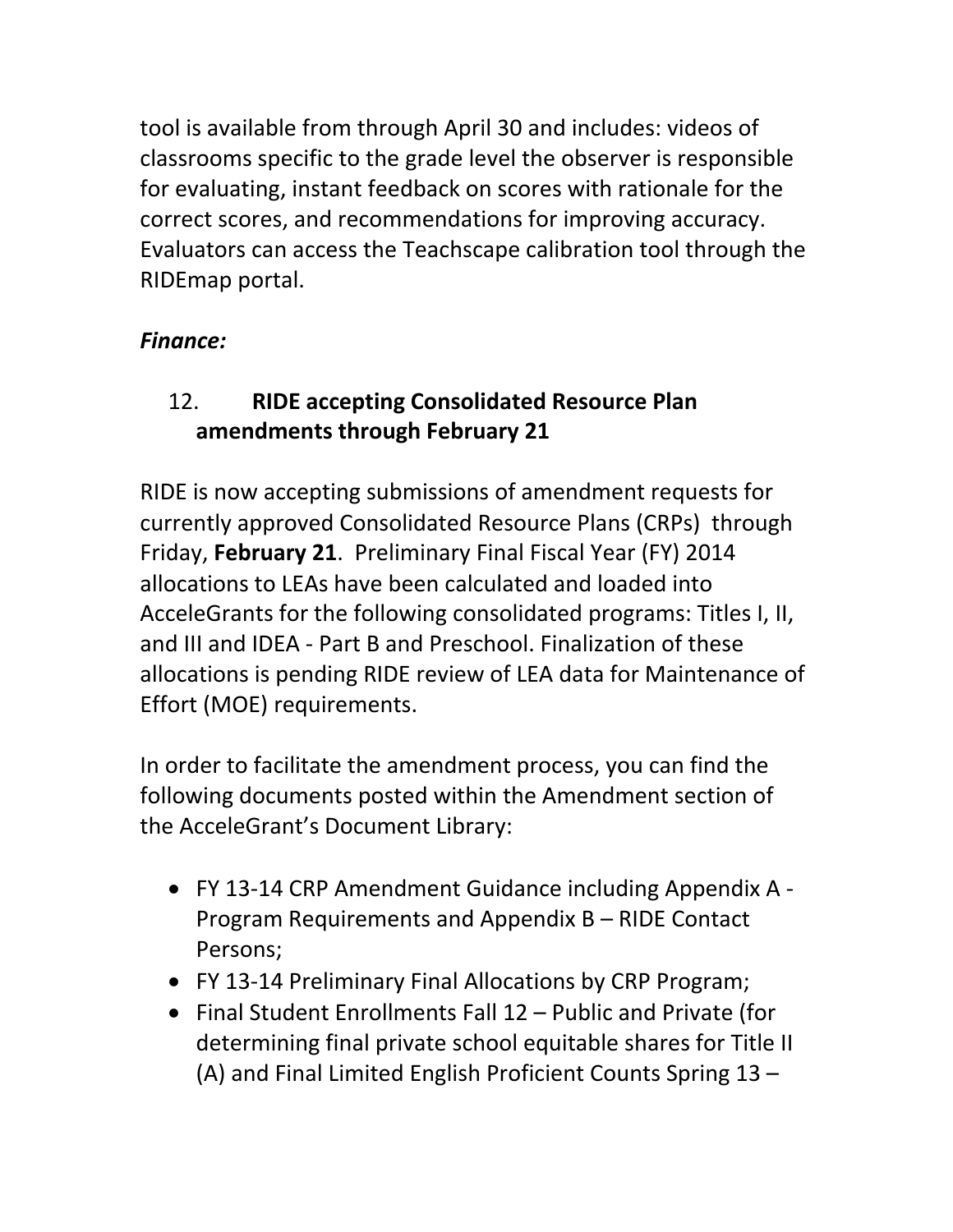tool is available from through April 30 and includes: videos of classrooms specific to the grade level the observer is responsible for evaluating, instant feedback on scores with rationale for the correct scores, and recommendations for improving accuracy. Evaluators can access the Teachscape calibration tool through the RIDEmap portal.

***Finance:***

12. **RIDE accepting Consolidated Resource Plan amendments through February 21**

RIDE is now accepting submissions of amendment requests for currently approved Consolidated Resource Plans (CRPs) through Friday, **February 21**. Preliminary Final Fiscal Year (FY) 2014 allocations to LEAs have been calculated and loaded into AcceleGrants for the following consolidated programs: Titles I, II, and III and IDEA - Part B and Preschool. Finalization of these allocations is pending RIDE review of LEA data for Maintenance of Effort (MOE) requirements.

In order to facilitate the amendment process, you can find the following documents posted within the Amendment section of the AcceleGrant's Document Library:

- FY 13-14 CRP Amendment Guidance including Appendix A - Program Requirements and Appendix B – RIDE Contact Persons;
- FY 13-14 Preliminary Final Allocations by CRP Program;
- Final Student Enrollments Fall 12 – Public and Private (for determining final private school equitable shares for Title II (A) and Final Limited English Proficient Counts Spring 13 –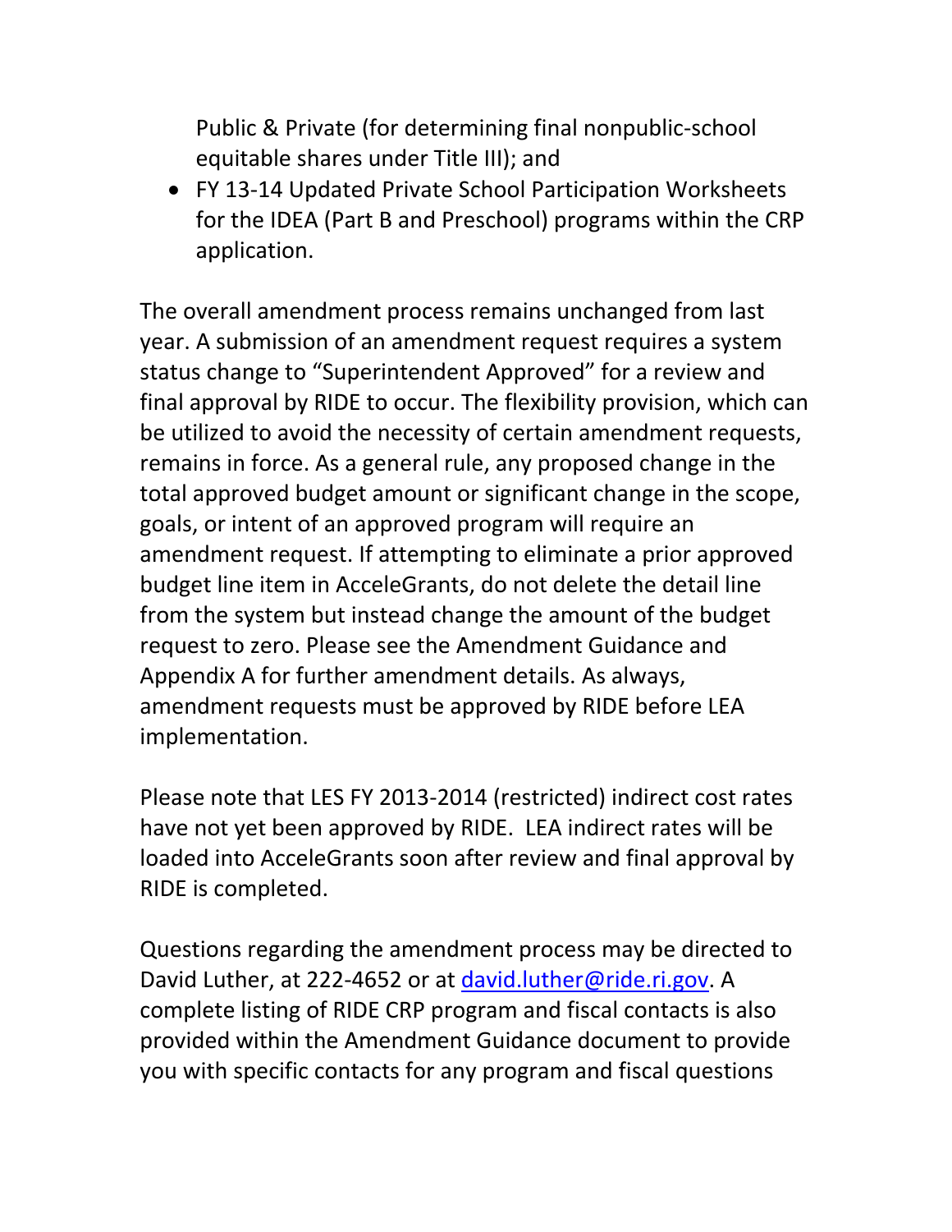Public & Private (for determining final nonpublic-school equitable shares under Title III); and

- FY 13-14 Updated Private School Participation Worksheets for the IDEA (Part B and Preschool) programs within the CRP application.

The overall amendment process remains unchanged from last year. A submission of an amendment request requires a system status change to "Superintendent Approved" for a review and final approval by RIDE to occur. The flexibility provision, which can be utilized to avoid the necessity of certain amendment requests, remains in force. As a general rule, any proposed change in the total approved budget amount or significant change in the scope, goals, or intent of an approved program will require an amendment request. If attempting to eliminate a prior approved budget line item in AcceleGrants, do not delete the detail line from the system but instead change the amount of the budget request to zero. Please see the Amendment Guidance and Appendix A for further amendment details. As always, amendment requests must be approved by RIDE before LEA implementation.

Please note that LES FY 2013-2014 (restricted) indirect cost rates have not yet been approved by RIDE. LEA indirect rates will be loaded into AcceleGrants soon after review and final approval by RIDE is completed.

Questions regarding the amendment process may be directed to David Luther, at 222-4652 or at [david.luther@ride.ri.gov](mailto:david.luther@ride.ri.gov). A complete listing of RIDE CRP program and fiscal contacts is also provided within the Amendment Guidance document to provide you with specific contacts for any program and fiscal questions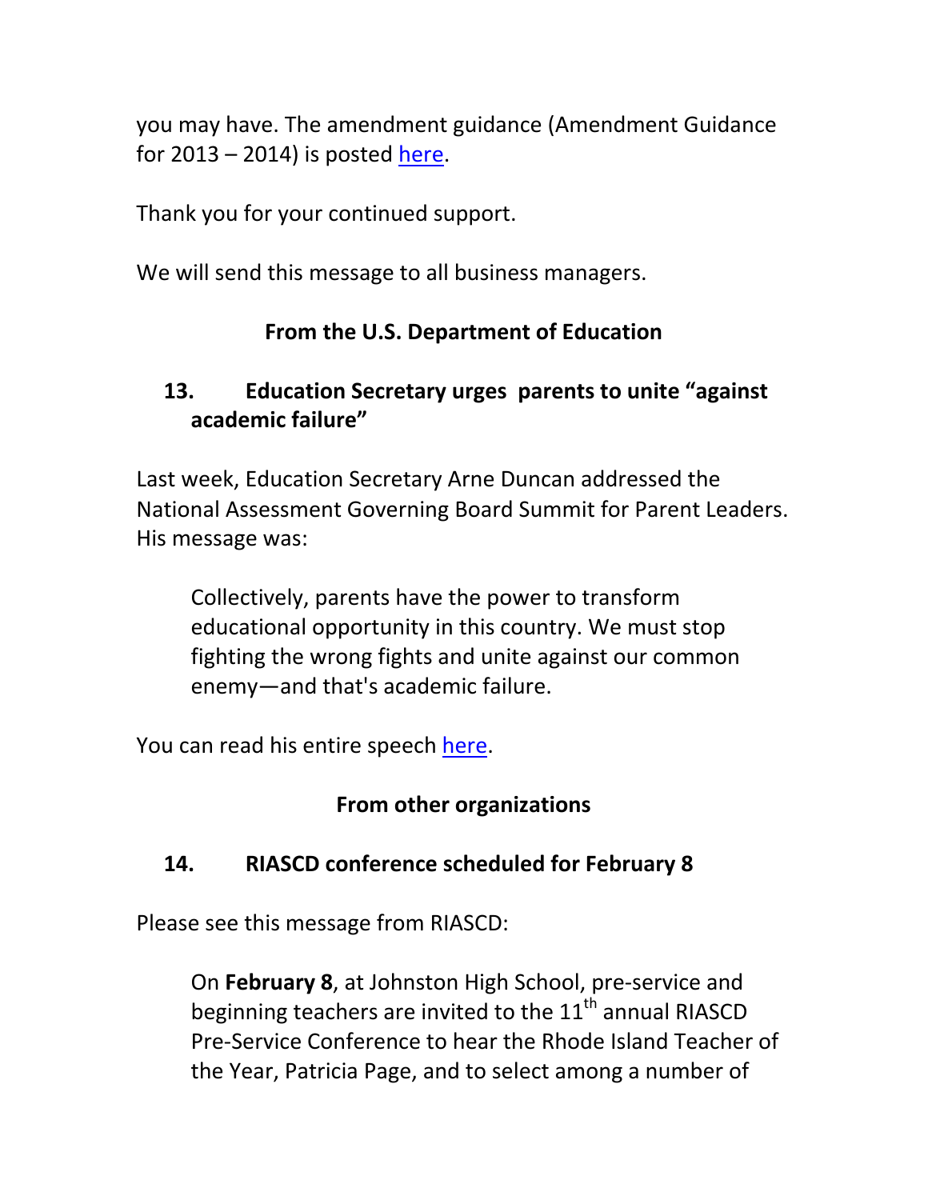you may have. The amendment guidance (Amendment Guidance for 2013 – 2014) is posted here.

Thank you for your continued support.

We will send this message to all business managers.

**From the U.S. Department of Education**

### 13. Education Secretary urges parents to unite "against academic failure"

Last week, Education Secretary Arne Duncan addressed the National Assessment Governing Board Summit for Parent Leaders. His message was:

> Collectively, parents have the power to transform educational opportunity in this country. We must stop fighting the wrong fights and unite against our common enemy—and that's academic failure.

You can read his entire speech here.

**From other organizations**

### 14. RIASCD conference scheduled for February 8

Please see this message from RIASCD:

> On **February 8**, at Johnston High School, pre-service and beginning teachers are invited to the 11th annual RIASCD Pre-Service Conference to hear the Rhode Island Teacher of the Year, Patricia Page, and to select among a number of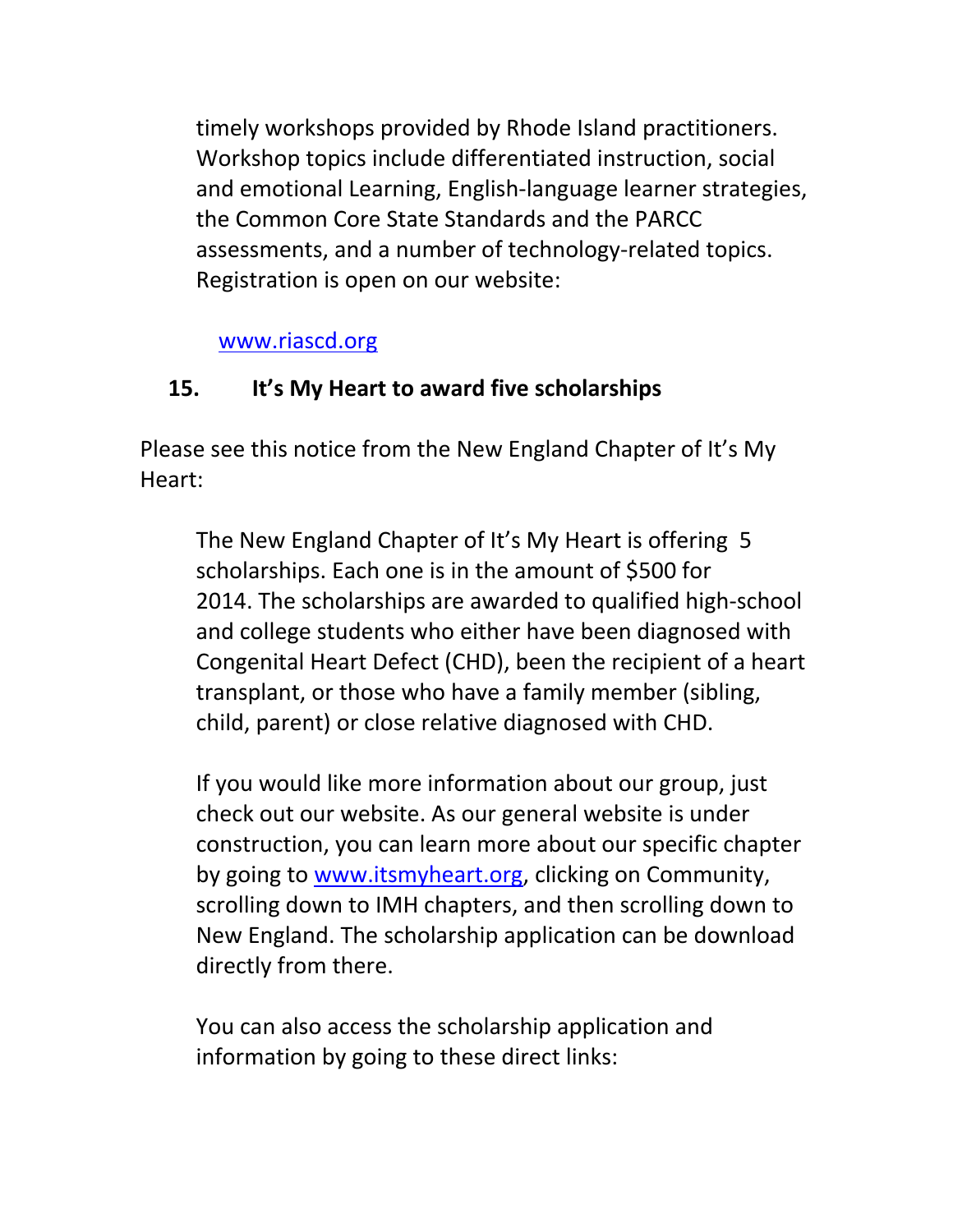timely workshops provided by Rhode Island practitioners. Workshop topics include differentiated instruction, social and emotional Learning, English-language learner strategies, the Common Core State Standards and the PARCC assessments, and a number of technology-related topics. Registration is open on our website:

www.riascd.org

## 15. It's My Heart to award five scholarships

Please see this notice from the New England Chapter of It's My Heart:

The New England Chapter of It's My Heart is offering 5 scholarships. Each one is in the amount of $500 for 2014. The scholarships are awarded to qualified high-school and college students who either have been diagnosed with Congenital Heart Defect (CHD), been the recipient of a heart transplant, or those who have a family member (sibling, child, parent) or close relative diagnosed with CHD.

If you would like more information about our group, just check out our website. As our general website is under construction, you can learn more about our specific chapter by going to www.itsmyheart.org, clicking on Community, scrolling down to IMH chapters, and then scrolling down to New England. The scholarship application can be download directly from there.

You can also access the scholarship application and information by going to these direct links: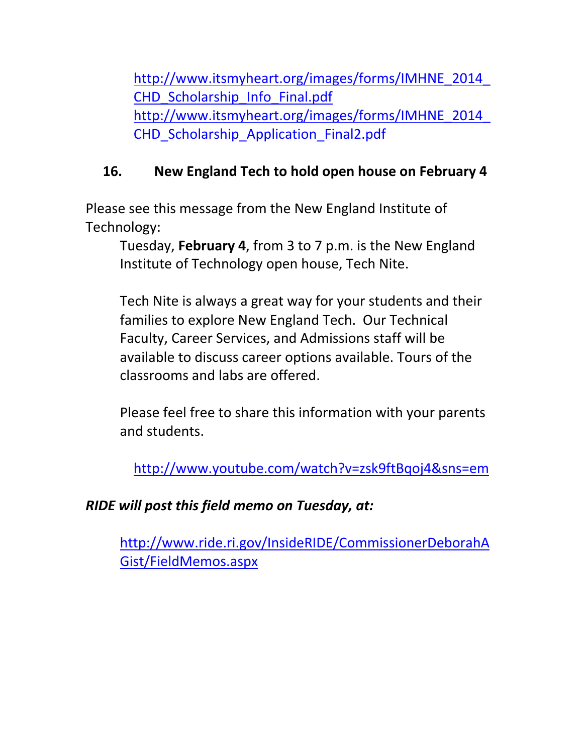http://www.itsmyheart.org/images/forms/IMHNE_2014_CHD_Scholarship_Info_Final.pdf
http://www.itsmyheart.org/images/forms/IMHNE_2014_CHD_Scholarship_Application_Final2.pdf

## 16. New England Tech to hold open house on February 4

Please see this message from the New England Institute of Technology:

Tuesday, **February 4**, from 3 to 7 p.m. is the New England Institute of Technology open house, Tech Nite.

Tech Nite is always a great way for your students and their families to explore New England Tech. Our Technical Faculty, Career Services, and Admissions staff will be available to discuss career options available. Tours of the classrooms and labs are offered.

Please feel free to share this information with your parents and students.

http://www.youtube.com/watch?v=zsk9ftBqoj4&sns=em

***RIDE will post this field memo on Tuesday, at:***

http://www.ride.ri.gov/InsideRIDE/CommissionerDeborahAGist/FieldMemos.aspx